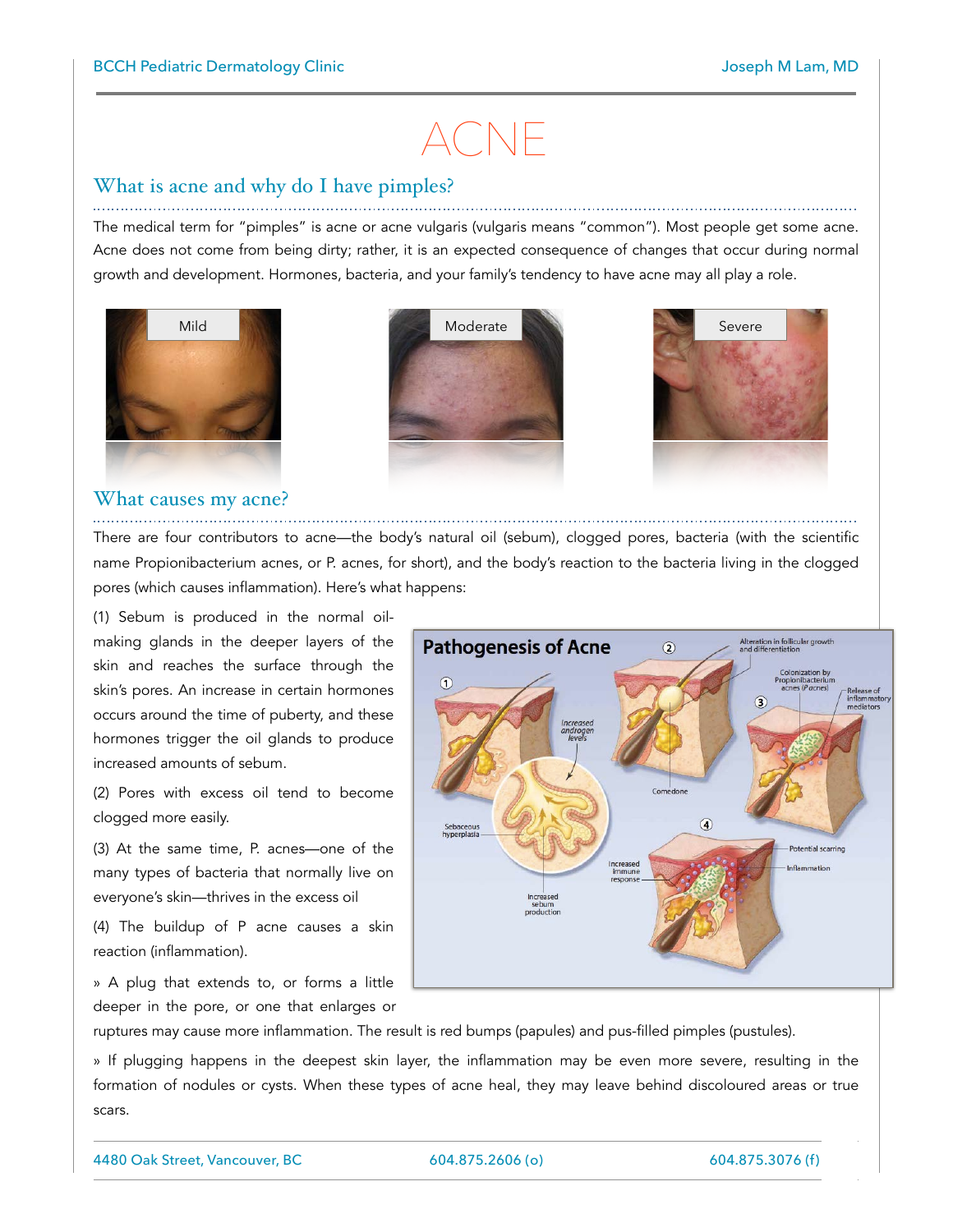# ACNE

## What is acne and why do I have pimples?

The medical term for "pimples" is acne or acne vulgaris (vulgaris means "common"). Most people get some acne. Acne does not come from being dirty; rather, it is an expected consequence of changes that occur during normal growth and development. Hormones, bacteria, and your family's tendency to have acne may all play a role.

Mild

Moderate

Severe

## What causes my acne?

There are four contributors to acne—the body's natural oil (sebum), clogged pores, bacteria (with the scientific name Propionibacterium acnes, or P. acnes, for short), and the body's reaction to the bacteria living in the clogged pores (which causes inflammation). Here's what happens:

(1) Sebum is produced in the normal oil-making glands in the deeper layers of the skin and reaches the surface through the skin's pores. An increase in certain hormones occurs around the time of puberty, and these hormones trigger the oil glands to produce increased amounts of sebum.

(2) Pores with excess oil tend to become clogged more easily.

(3) At the same time, P. acnes—one of the many types of bacteria that normally live on everyone's skin—thrives in the excess oil

(4) The buildup of P acne causes a skin reaction (inflammation).

» A plug that extends to, or forms a little deeper in the pore, or one that enlarges or ruptures may cause more inflammation. The result is red bumps (papules) and pus-filled pimples (pustules).

» If plugging happens in the deepest skin layer, the inflammation may be even more severe, resulting in the formation of nodules or cysts. When these types of acne heal, they may leave behind discoloured areas or true scars.

**Pathogenesis of Acne**

① Increased androgen levels; Sebaceous hyperplasia; Increased sebum production

② Alteration in follicular growth and differentiation; Comedone

③ Colonization by Propionibacterium acnes (P.acnes); Release of inflammatory mediators

④ Increased immune response; Potential scarring; Inflammation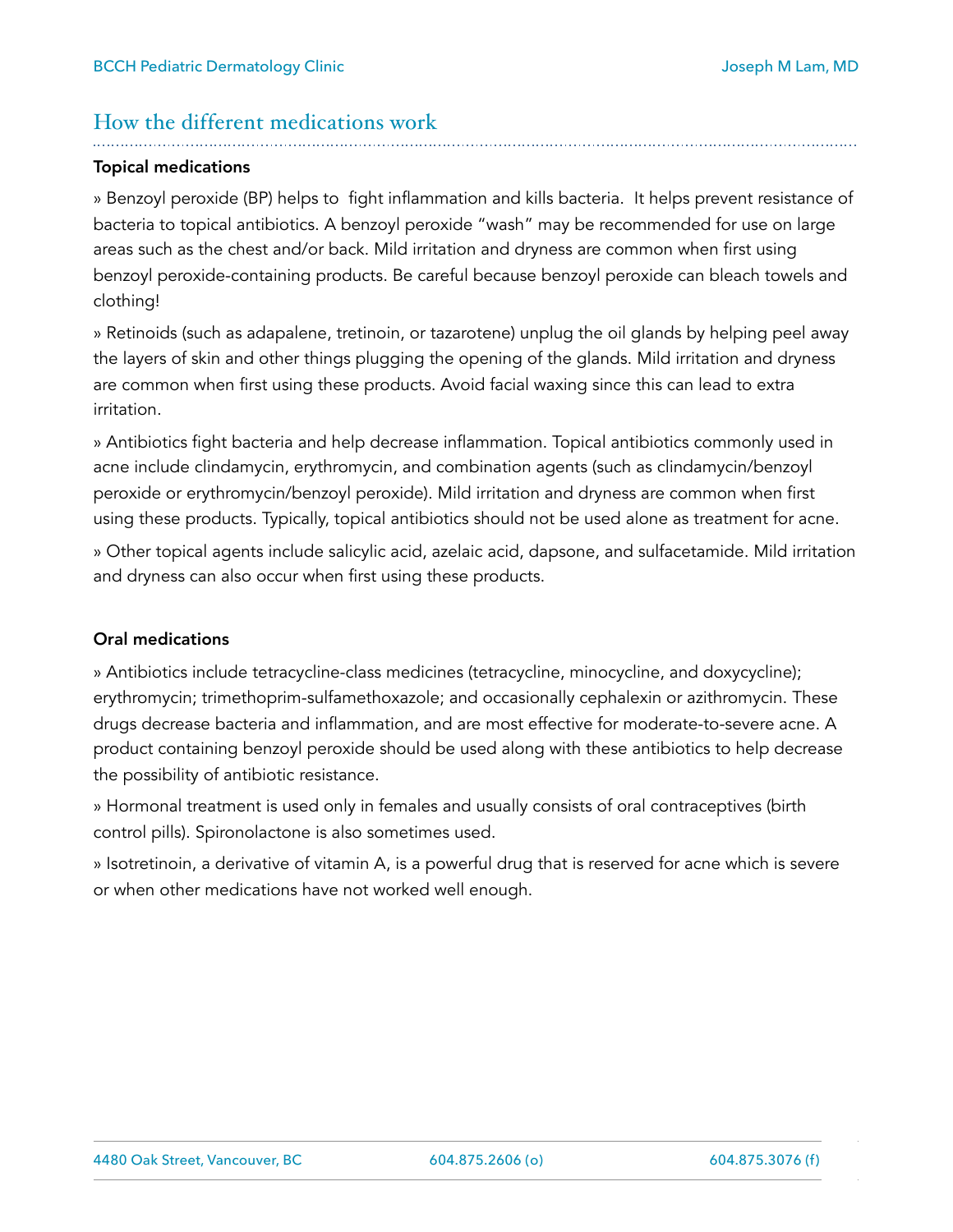## How the different medications work

**Topical medications**

» Benzoyl peroxide (BP) helps to fight inflammation and kills bacteria. It helps prevent resistance of bacteria to topical antibiotics. A benzoyl peroxide “wash” may be recommended for use on large areas such as the chest and/or back. Mild irritation and dryness are common when first using benzoyl peroxide-containing products. Be careful because benzoyl peroxide can bleach towels and clothing!

» Retinoids (such as adapalene, tretinoin, or tazarotene) unplug the oil glands by helping peel away the layers of skin and other things plugging the opening of the glands. Mild irritation and dryness are common when first using these products. Avoid facial waxing since this can lead to extra irritation.

» Antibiotics fight bacteria and help decrease inflammation. Topical antibiotics commonly used in acne include clindamycin, erythromycin, and combination agents (such as clindamycin/benzoyl peroxide or erythromycin/benzoyl peroxide). Mild irritation and dryness are common when first using these products. Typically, topical antibiotics should not be used alone as treatment for acne.

» Other topical agents include salicylic acid, azelaic acid, dapsone, and sulfacetamide. Mild irritation and dryness can also occur when first using these products.

**Oral medications**

» Antibiotics include tetracycline-class medicines (tetracycline, minocycline, and doxycycline); erythromycin; trimethoprim-sulfamethoxazole; and occasionally cephalexin or azithromycin. These drugs decrease bacteria and inflammation, and are most effective for moderate-to-severe acne. A product containing benzoyl peroxide should be used along with these antibiotics to help decrease the possibility of antibiotic resistance.

» Hormonal treatment is used only in females and usually consists of oral contraceptives (birth control pills). Spironolactone is also sometimes used.

» Isotretinoin, a derivative of vitamin A, is a powerful drug that is reserved for acne which is severe or when other medications have not worked well enough.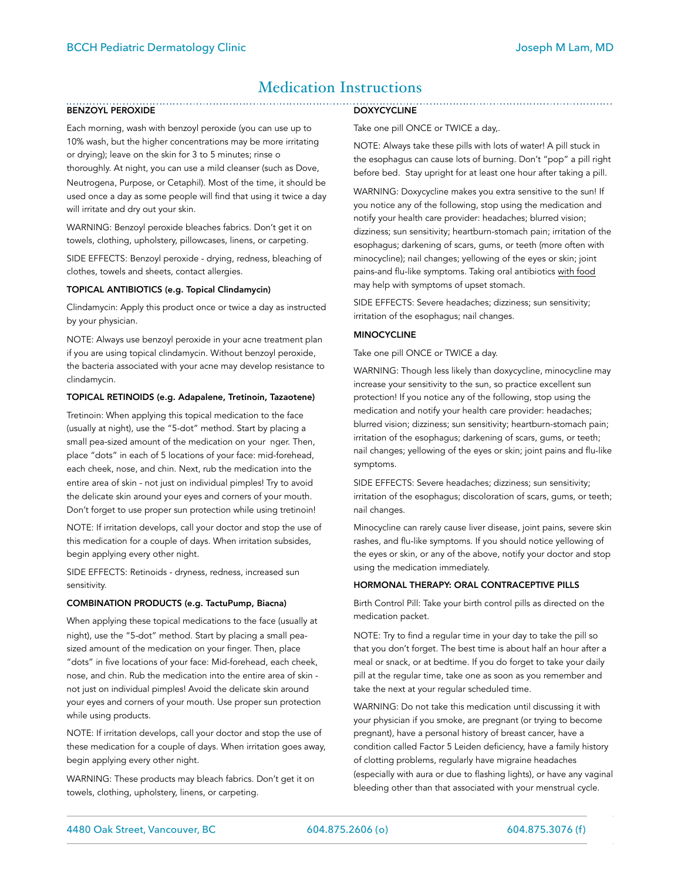# Medication Instructions

**BENZOYL PEROXIDE**

Each morning, wash with benzoyl peroxide (you can use up to 10% wash, but the higher concentrations may be more irritating or drying); leave on the skin for 3 to 5 minutes; rinse o thoroughly. At night, you can use a mild cleanser (such as Dove, Neutrogena, Purpose, or Cetaphil). Most of the time, it should be used once a day as some people will find that using it twice a day will irritate and dry out your skin.

WARNING: Benzoyl peroxide bleaches fabrics. Don't get it on towels, clothing, upholstery, pillowcases, linens, or carpeting.

SIDE EFFECTS: Benzoyl peroxide - drying, redness, bleaching of clothes, towels and sheets, contact allergies.

**TOPICAL ANTIBIOTICS (e.g. Topical Clindamycin)**

Clindamycin: Apply this product once or twice a day as instructed by your physician.

NOTE: Always use benzoyl peroxide in your acne treatment plan if you are using topical clindamycin. Without benzoyl peroxide, the bacteria associated with your acne may develop resistance to clindamycin.

**TOPICAL RETINOIDS (e.g. Adapalene, Tretinoin, Tazaotene)**

Tretinoin: When applying this topical medication to the face (usually at night), use the "5-dot" method. Start by placing a small pea-sized amount of the medication on your nger. Then, place "dots" in each of 5 locations of your face: mid-forehead, each cheek, nose, and chin. Next, rub the medication into the entire area of skin - not just on individual pimples! Try to avoid the delicate skin around your eyes and corners of your mouth. Don't forget to use proper sun protection while using tretinoin!

NOTE: If irritation develops, call your doctor and stop the use of this medication for a couple of days. When irritation subsides, begin applying every other night.

SIDE EFFECTS: Retinoids - dryness, redness, increased sun sensitivity.

**COMBINATION PRODUCTS (e.g. TactuPump, Biacna)**

When applying these topical medications to the face (usually at night), use the "5-dot" method. Start by placing a small pea-sized amount of the medication on your finger. Then, place "dots" in five locations of your face: Mid-forehead, each cheek, nose, and chin. Rub the medication into the entire area of skin - not just on individual pimples! Avoid the delicate skin around your eyes and corners of your mouth. Use proper sun protection while using products.

NOTE: If irritation develops, call your doctor and stop the use of these medication for a couple of days. When irritation goes away, begin applying every other night.

WARNING: These products may bleach fabrics. Don't get it on towels, clothing, upholstery, linens, or carpeting.

**DOXYCYCLINE**

Take one pill ONCE or TWICE a day,.

NOTE: Always take these pills with lots of water! A pill stuck in the esophagus can cause lots of burning. Don't "pop" a pill right before bed. Stay upright for at least one hour after taking a pill.

WARNING: Doxycycline makes you extra sensitive to the sun! If you notice any of the following, stop using the medication and notify your health care provider: headaches; blurred vision; dizziness; sun sensitivity; heartburn-stomach pain; irritation of the esophagus; darkening of scars, gums, or teeth (more often with minocycline); nail changes; yellowing of the eyes or skin; joint pains-and flu-like symptoms. Taking oral antibiotics <u>with food</u> may help with symptoms of upset stomach.

SIDE EFFECTS: Severe headaches; dizziness; sun sensitivity; irritation of the esophagus; nail changes.

**MINOCYCLINE**

Take one pill ONCE or TWICE a day.

WARNING: Though less likely than doxycycline, minocycline may increase your sensitivity to the sun, so practice excellent sun protection! If you notice any of the following, stop using the medication and notify your health care provider: headaches; blurred vision; dizziness; sun sensitivity; heartburn-stomach pain; irritation of the esophagus; darkening of scars, gums, or teeth; nail changes; yellowing of the eyes or skin; joint pains and flu-like symptoms.

SIDE EFFECTS: Severe headaches; dizziness; sun sensitivity; irritation of the esophagus; discoloration of scars, gums, or teeth; nail changes.

Minocycline can rarely cause liver disease, joint pains, severe skin rashes, and flu-like symptoms. If you should notice yellowing of the eyes or skin, or any of the above, notify your doctor and stop using the medication immediately.

**HORMONAL THERAPY: ORAL CONTRACEPTIVE PILLS**

Birth Control Pill: Take your birth control pills as directed on the medication packet.

NOTE: Try to find a regular time in your day to take the pill so that you don't forget. The best time is about half an hour after a meal or snack, or at bedtime. If you do forget to take your daily pill at the regular time, take one as soon as you remember and take the next at your regular scheduled time.

WARNING: Do not take this medication until discussing it with your physician if you smoke, are pregnant (or trying to become pregnant), have a personal history of breast cancer, have a condition called Factor 5 Leiden deficiency, have a family history of clotting problems, regularly have migraine headaches (especially with aura or due to flashing lights), or have any vaginal bleeding other than that associated with your menstrual cycle.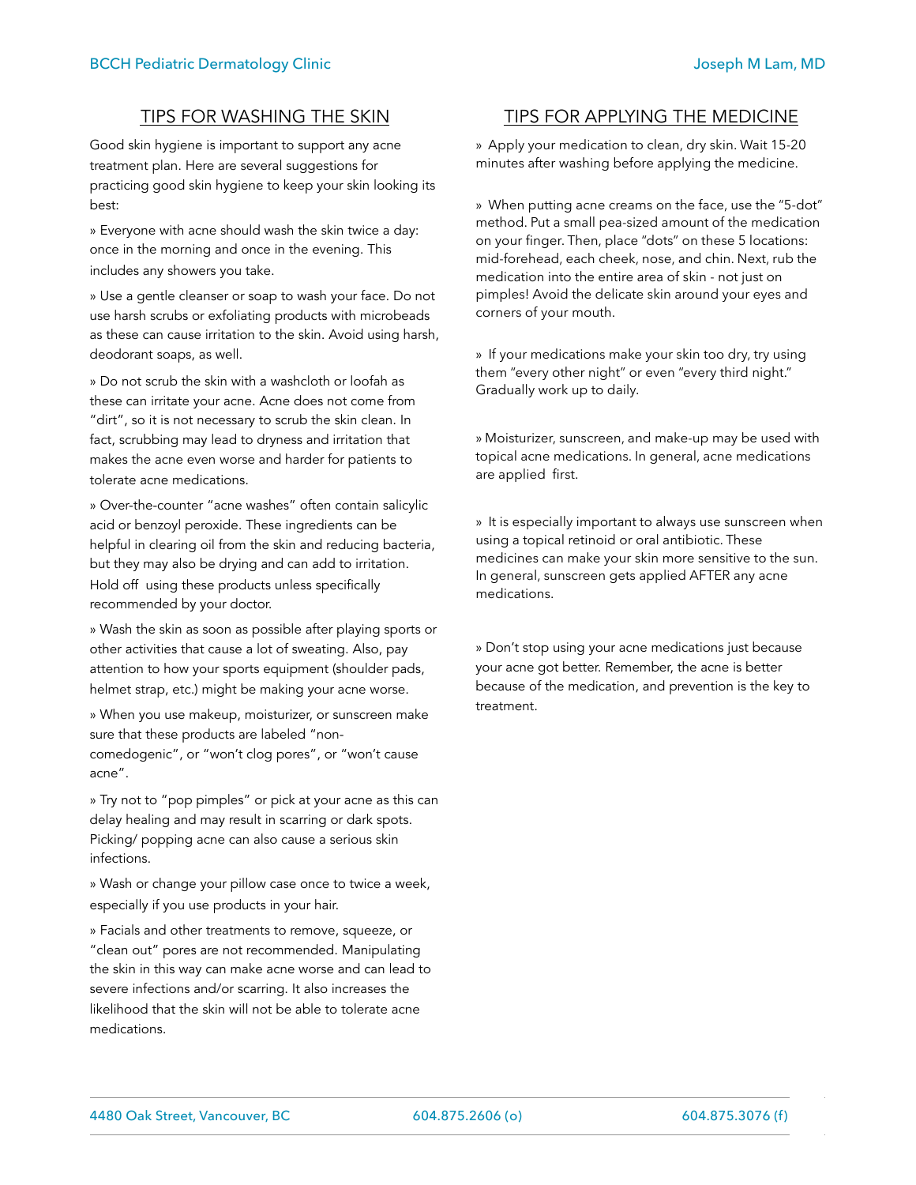## TIPS FOR WASHING THE SKIN

Good skin hygiene is important to support any acne treatment plan. Here are several suggestions for practicing good skin hygiene to keep your skin looking its best:

» Everyone with acne should wash the skin twice a day: once in the morning and once in the evening. This includes any showers you take.

» Use a gentle cleanser or soap to wash your face. Do not use harsh scrubs or exfoliating products with microbeads as these can cause irritation to the skin. Avoid using harsh, deodorant soaps, as well.

» Do not scrub the skin with a washcloth or loofah as these can irritate your acne. Acne does not come from "dirt", so it is not necessary to scrub the skin clean. In fact, scrubbing may lead to dryness and irritation that makes the acne even worse and harder for patients to tolerate acne medications.

» Over-the-counter "acne washes" often contain salicylic acid or benzoyl peroxide. These ingredients can be helpful in clearing oil from the skin and reducing bacteria, but they may also be drying and can add to irritation. Hold off using these products unless specifically recommended by your doctor.

» Wash the skin as soon as possible after playing sports or other activities that cause a lot of sweating. Also, pay attention to how your sports equipment (shoulder pads, helmet strap, etc.) might be making your acne worse.

» When you use makeup, moisturizer, or sunscreen make sure that these products are labeled "non-comedogenic", or "won't clog pores", or "won't cause acne".

» Try not to "pop pimples" or pick at your acne as this can delay healing and may result in scarring or dark spots. Picking/ popping acne can also cause a serious skin infections.

» Wash or change your pillow case once to twice a week, especially if you use products in your hair.

» Facials and other treatments to remove, squeeze, or "clean out" pores are not recommended. Manipulating the skin in this way can make acne worse and can lead to severe infections and/or scarring. It also increases the likelihood that the skin will not be able to tolerate acne medications.

## TIPS FOR APPLYING THE MEDICINE

» Apply your medication to clean, dry skin. Wait 15-20 minutes after washing before applying the medicine.

» When putting acne creams on the face, use the "5-dot" method. Put a small pea-sized amount of the medication on your finger. Then, place "dots" on these 5 locations: mid-forehead, each cheek, nose, and chin. Next, rub the medication into the entire area of skin - not just on pimples! Avoid the delicate skin around your eyes and corners of your mouth.

» If your medications make your skin too dry, try using them "every other night" or even "every third night." Gradually work up to daily.

» Moisturizer, sunscreen, and make-up may be used with topical acne medications. In general, acne medications are applied first.

» It is especially important to always use sunscreen when using a topical retinoid or oral antibiotic. These medicines can make your skin more sensitive to the sun. In general, sunscreen gets applied AFTER any acne medications.

» Don't stop using your acne medications just because your acne got better. Remember, the acne is better because of the medication, and prevention is the key to treatment.